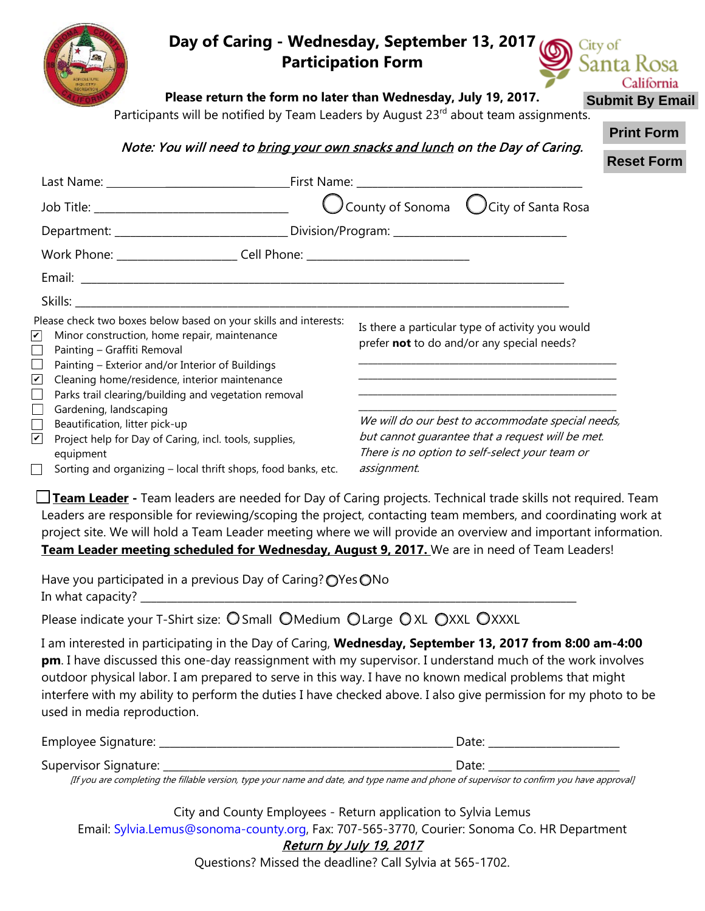# Day of Caring - Wednesday, September 13, 2017
## Participation Form

City of Santa Rosa California

**Please return the form no later than Wednesday, July 19, 2017.**

Participants will be notified by Team Leaders by August 23rd about team assignments.

Submit By Email

Print Form

Reset Form

*Note: You will need to bring your own snacks and lunch on the Day of Caring.*

Last Name: ______________________ First Name: ______________________

Job Title: ______________________ ◯ County of Sonoma ◯ City of Santa Rosa

Department: ______________________ Division/Program: ______________________

Work Phone: ______________ Cell Phone: ______________________

Email: ____________________________________________

Skills: ____________________________________________

Please check two boxes below based on your skills and interests:

- [x] Minor construction, home repair, maintenance
- [ ] Painting – Graffiti Removal
- [ ] Painting – Exterior and/or Interior of Buildings
- [x] Cleaning home/residence, interior maintenance
- [ ] Parks trail clearing/building and vegetation removal
- [ ] Gardening, landscaping
- [ ] Beautification, litter pick-up
- [x] Project help for Day of Caring, incl. tools, supplies, equipment
- [ ] Sorting and organizing – local thrift shops, food banks, etc.

Is there a particular type of activity you would prefer **not** to do and/or any special needs?

______________________________________

______________________________________

______________________________________

______________________________________

*We will do our best to accommodate special needs, but cannot guarantee that a request will be met. There is no option to self-select your team or assignment.*

☐ **Team Leader** - Team leaders are needed for Day of Caring projects. Technical trade skills not required. Team Leaders are responsible for reviewing/scoping the project, contacting team members, and coordinating work at project site. We will hold a Team Leader meeting where we will provide an overview and important information. **Team Leader meeting scheduled for Wednesday, August 9, 2017.** We are in need of Team Leaders!

Have you participated in a previous Day of Caring? ◯ Yes ◯ No

In what capacity? ____________________________________________

Please indicate your T-Shirt size: ◯ Small ◯ Medium ◯ Large ◯ XL ◯ XXL ◯ XXXL

I am interested in participating in the Day of Caring, **Wednesday, September 13, 2017 from 8:00 am-4:00 pm**. I have discussed this one-day reassignment with my supervisor. I understand much of the work involves outdoor physical labor. I am prepared to serve in this way. I have no known medical problems that might interfere with my ability to perform the duties I have checked above. I also give permission for my photo to be used in media reproduction.

Employee Signature: ______________________________ Date: ______________

Supervisor Signature: ______________________________ Date: ______________

*[If you are completing the fillable version, type your name and date, and type name and phone of supervisor to confirm you have approval]*

City and County Employees - Return application to Sylvia Lemus

Email: Sylvia.Lemus@sonoma-county.org, Fax: 707-565-3770, Courier: Sonoma Co. HR Department

***Return by July 19, 2017***

Questions? Missed the deadline? Call Sylvia at 565-1702.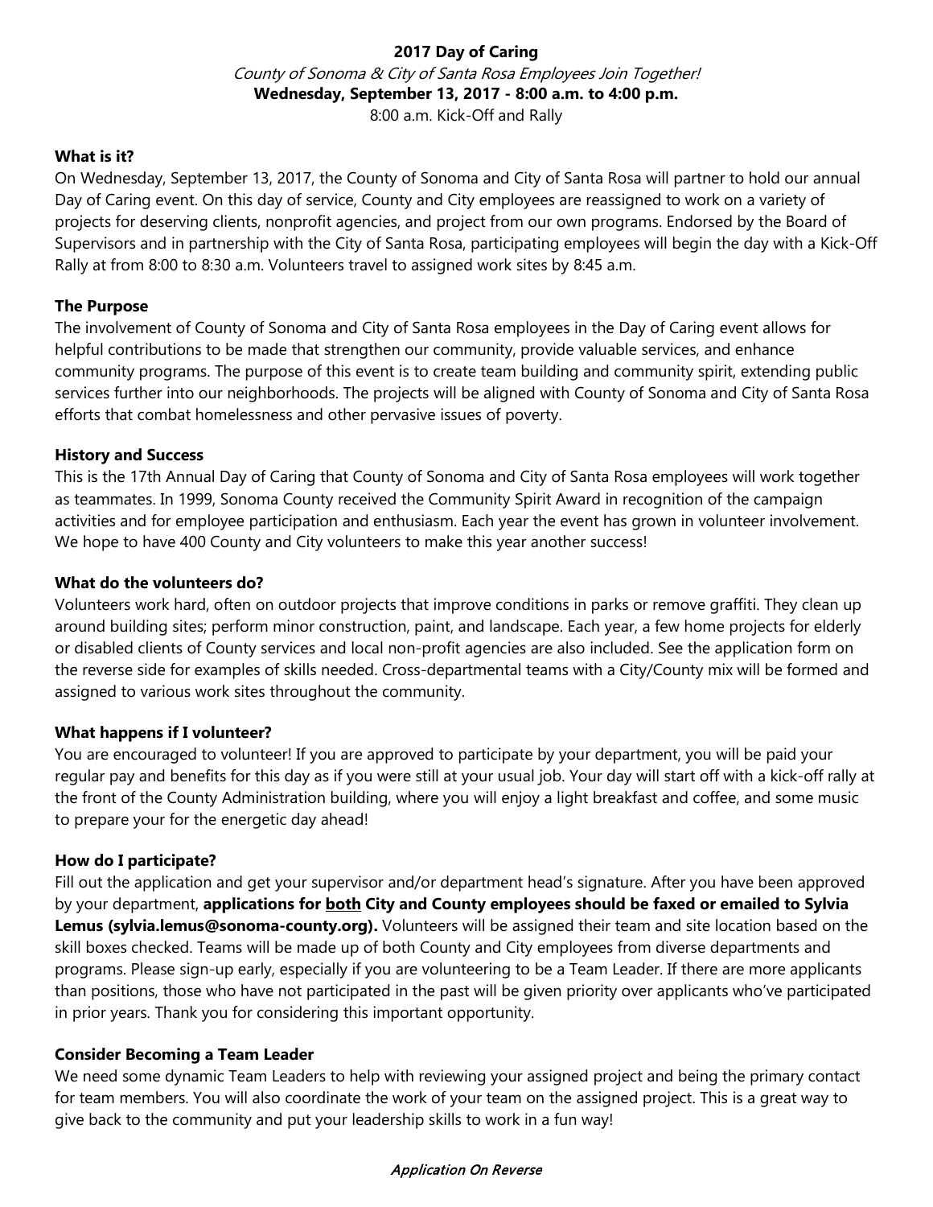**2017 Day of Caring**

*County of Sonoma & City of Santa Rosa Employees Join Together!*

**Wednesday, September 13, 2017 - 8:00 a.m. to 4:00 p.m.**

8:00 a.m. Kick-Off and Rally

**What is it?**

On Wednesday, September 13, 2017, the County of Sonoma and City of Santa Rosa will partner to hold our annual Day of Caring event. On this day of service, County and City employees are reassigned to work on a variety of projects for deserving clients, nonprofit agencies, and project from our own programs. Endorsed by the Board of Supervisors and in partnership with the City of Santa Rosa, participating employees will begin the day with a Kick-Off Rally at from 8:00 to 8:30 a.m. Volunteers travel to assigned work sites by 8:45 a.m.

**The Purpose**

The involvement of County of Sonoma and City of Santa Rosa employees in the Day of Caring event allows for helpful contributions to be made that strengthen our community, provide valuable services, and enhance community programs. The purpose of this event is to create team building and community spirit, extending public services further into our neighborhoods. The projects will be aligned with County of Sonoma and City of Santa Rosa efforts that combat homelessness and other pervasive issues of poverty.

**History and Success**

This is the 17th Annual Day of Caring that County of Sonoma and City of Santa Rosa employees will work together as teammates. In 1999, Sonoma County received the Community Spirit Award in recognition of the campaign activities and for employee participation and enthusiasm. Each year the event has grown in volunteer involvement. We hope to have 400 County and City volunteers to make this year another success!

**What do the volunteers do?**

Volunteers work hard, often on outdoor projects that improve conditions in parks or remove graffiti. They clean up around building sites; perform minor construction, paint, and landscape. Each year, a few home projects for elderly or disabled clients of County services and local non-profit agencies are also included. See the application form on the reverse side for examples of skills needed. Cross-departmental teams with a City/County mix will be formed and assigned to various work sites throughout the community.

**What happens if I volunteer?**

You are encouraged to volunteer! If you are approved to participate by your department, you will be paid your regular pay and benefits for this day as if you were still at your usual job. Your day will start off with a kick-off rally at the front of the County Administration building, where you will enjoy a light breakfast and coffee, and some music to prepare your for the energetic day ahead!

**How do I participate?**

Fill out the application and get your supervisor and/or department head's signature. After you have been approved by your department, **applications for <u>both</u> City and County employees should be faxed or emailed to Sylvia Lemus (sylvia.lemus@sonoma-county.org).** Volunteers will be assigned their team and site location based on the skill boxes checked. Teams will be made up of both County and City employees from diverse departments and programs. Please sign-up early, especially if you are volunteering to be a Team Leader. If there are more applicants than positions, those who have not participated in the past will be given priority over applicants who've participated in prior years. Thank you for considering this important opportunity.

**Consider Becoming a Team Leader**

We need some dynamic Team Leaders to help with reviewing your assigned project and being the primary contact for team members. You will also coordinate the work of your team on the assigned project. This is a great way to give back to the community and put your leadership skills to work in a fun way!

*Application On Reverse*